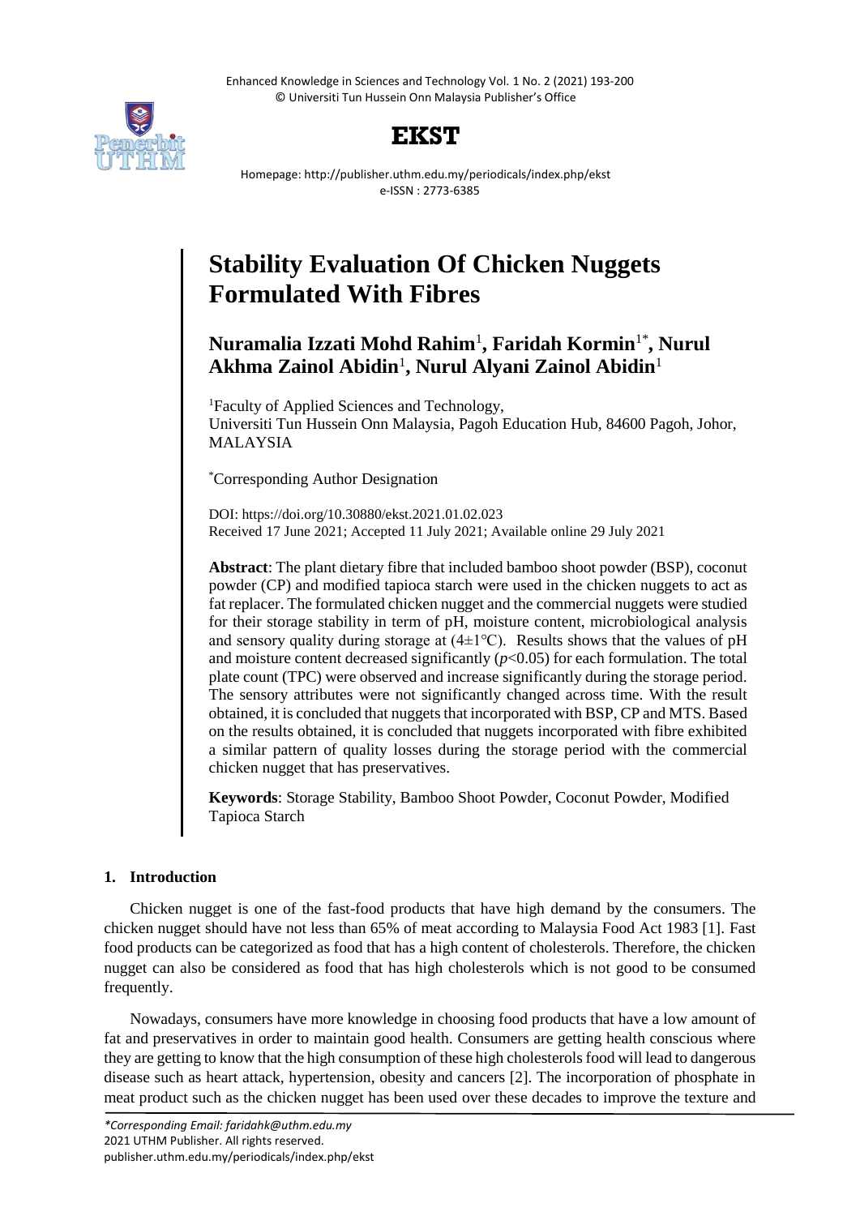# Stability Evaluation Of Chicken Nuggets Formulated With Fibres

**Nuramalia Izzati Mohd Rahim**[1]**, Faridah Kormin**[1*]**, Nurul Akhma Zainol Abidin**[1]**, Nurul Alyani Zainol Abidin**[1]

[1]Faculty of Applied Sciences and Technology, Universiti Tun Hussein Onn Malaysia, Pagoh Education Hub, 84600 Pagoh, Johor, MALAYSIA

[*]Corresponding Author Designation

DOI: https://doi.org/10.30880/ekst.2021.01.02.023
Received 17 June 2021; Accepted 11 July 2021; Available online 29 July 2021

**Abstract**: The plant dietary fibre that included bamboo shoot powder (BSP), coconut powder (CP) and modified tapioca starch were used in the chicken nuggets to act as fat replacer. The formulated chicken nugget and the commercial nuggets were studied for their storage stability in term of pH, moisture content, microbiological analysis and sensory quality during storage at (4±1°C). Results shows that the values of pH and moisture content decreased significantly ($p$<0.05) for each formulation. The total plate count (TPC) were observed and increase significantly during the storage period. The sensory attributes were not significantly changed across time. With the result obtained, it is concluded that nuggets that incorporated with BSP, CP and MTS. Based on the results obtained, it is concluded that nuggets incorporated with fibre exhibited a similar pattern of quality losses during the storage period with the commercial chicken nugget that has preservatives.

**Keywords**: Storage Stability, Bamboo Shoot Powder, Coconut Powder, Modified Tapioca Starch

## 1. Introduction

Chicken nugget is one of the fast-food products that have high demand by the consumers. The chicken nugget should have not less than 65% of meat according to Malaysia Food Act 1983 [1]. Fast food products can be categorized as food that has a high content of cholesterols. Therefore, the chicken nugget can also be considered as food that has high cholesterols which is not good to be consumed frequently.

Nowadays, consumers have more knowledge in choosing food products that have a low amount of fat and preservatives in order to maintain good health. Consumers are getting health conscious where they are getting to know that the high consumption of these high cholesterols food will lead to dangerous disease such as heart attack, hypertension, obesity and cancers [2]. The incorporation of phosphate in meat product such as the chicken nugget has been used over these decades to improve the texture and

*Corresponding Email: faridahk@uthm.edu.my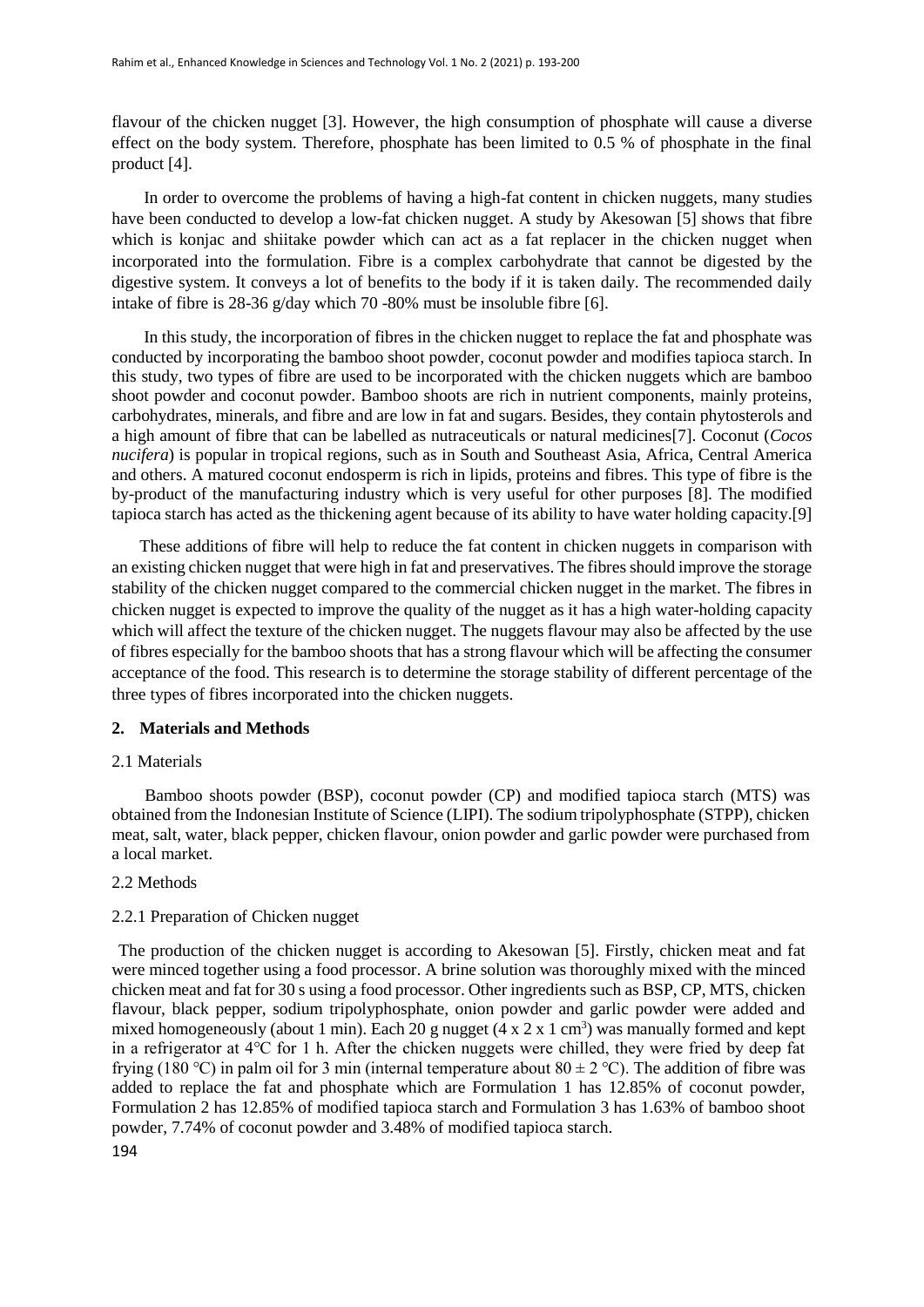flavour of the chicken nugget [3]. However, the high consumption of phosphate will cause a diverse effect on the body system. Therefore, phosphate has been limited to 0.5 % of phosphate in the final product [4].

In order to overcome the problems of having a high-fat content in chicken nuggets, many studies have been conducted to develop a low-fat chicken nugget. A study by Akesowan [5] shows that fibre which is konjac and shiitake powder which can act as a fat replacer in the chicken nugget when incorporated into the formulation. Fibre is a complex carbohydrate that cannot be digested by the digestive system. It conveys a lot of benefits to the body if it is taken daily. The recommended daily intake of fibre is 28-36 g/day which 70 -80% must be insoluble fibre [6].

In this study, the incorporation of fibres in the chicken nugget to replace the fat and phosphate was conducted by incorporating the bamboo shoot powder, coconut powder and modifies tapioca starch. In this study, two types of fibre are used to be incorporated with the chicken nuggets which are bamboo shoot powder and coconut powder. Bamboo shoots are rich in nutrient components, mainly proteins, carbohydrates, minerals, and fibre and are low in fat and sugars. Besides, they contain phytosterols and a high amount of fibre that can be labelled as nutraceuticals or natural medicines[7]. Coconut (*Cocos nucifera*) is popular in tropical regions, such as in South and Southeast Asia, Africa, Central America and others. A matured coconut endosperm is rich in lipids, proteins and fibres. This type of fibre is the by-product of the manufacturing industry which is very useful for other purposes [8]. The modified tapioca starch has acted as the thickening agent because of its ability to have water holding capacity.[9]

These additions of fibre will help to reduce the fat content in chicken nuggets in comparison with an existing chicken nugget that were high in fat and preservatives. The fibres should improve the storage stability of the chicken nugget compared to the commercial chicken nugget in the market. The fibres in chicken nugget is expected to improve the quality of the nugget as it has a high water-holding capacity which will affect the texture of the chicken nugget. The nuggets flavour may also be affected by the use of fibres especially for the bamboo shoots that has a strong flavour which will be affecting the consumer acceptance of the food. This research is to determine the storage stability of different percentage of the three types of fibres incorporated into the chicken nuggets.

## 2. Materials and Methods

### 2.1 Materials

Bamboo shoots powder (BSP), coconut powder (CP) and modified tapioca starch (MTS) was obtained from the Indonesian Institute of Science (LIPI). The sodium tripolyphosphate (STPP), chicken meat, salt, water, black pepper, chicken flavour, onion powder and garlic powder were purchased from a local market.

### 2.2 Methods

#### 2.2.1 Preparation of Chicken nugget

The production of the chicken nugget is according to Akesowan [5]. Firstly, chicken meat and fat were minced together using a food processor. A brine solution was thoroughly mixed with the minced chicken meat and fat for 30 s using a food processor. Other ingredients such as BSP, CP, MTS, chicken flavour, black pepper, sodium tripolyphosphate, onion powder and garlic powder were added and mixed homogeneously (about 1 min). Each 20 g nugget ($4 \times 2 \times 1$ cm$^3$) was manually formed and kept in a refrigerator at 4°C for 1 h. After the chicken nuggets were chilled, they were fried by deep fat frying (180 °C) in palm oil for 3 min (internal temperature about $80 \pm 2$ °C). The addition of fibre was added to replace the fat and phosphate which are Formulation 1 has 12.85% of coconut powder, Formulation 2 has 12.85% of modified tapioca starch and Formulation 3 has 1.63% of bamboo shoot powder, 7.74% of coconut powder and 3.48% of modified tapioca starch.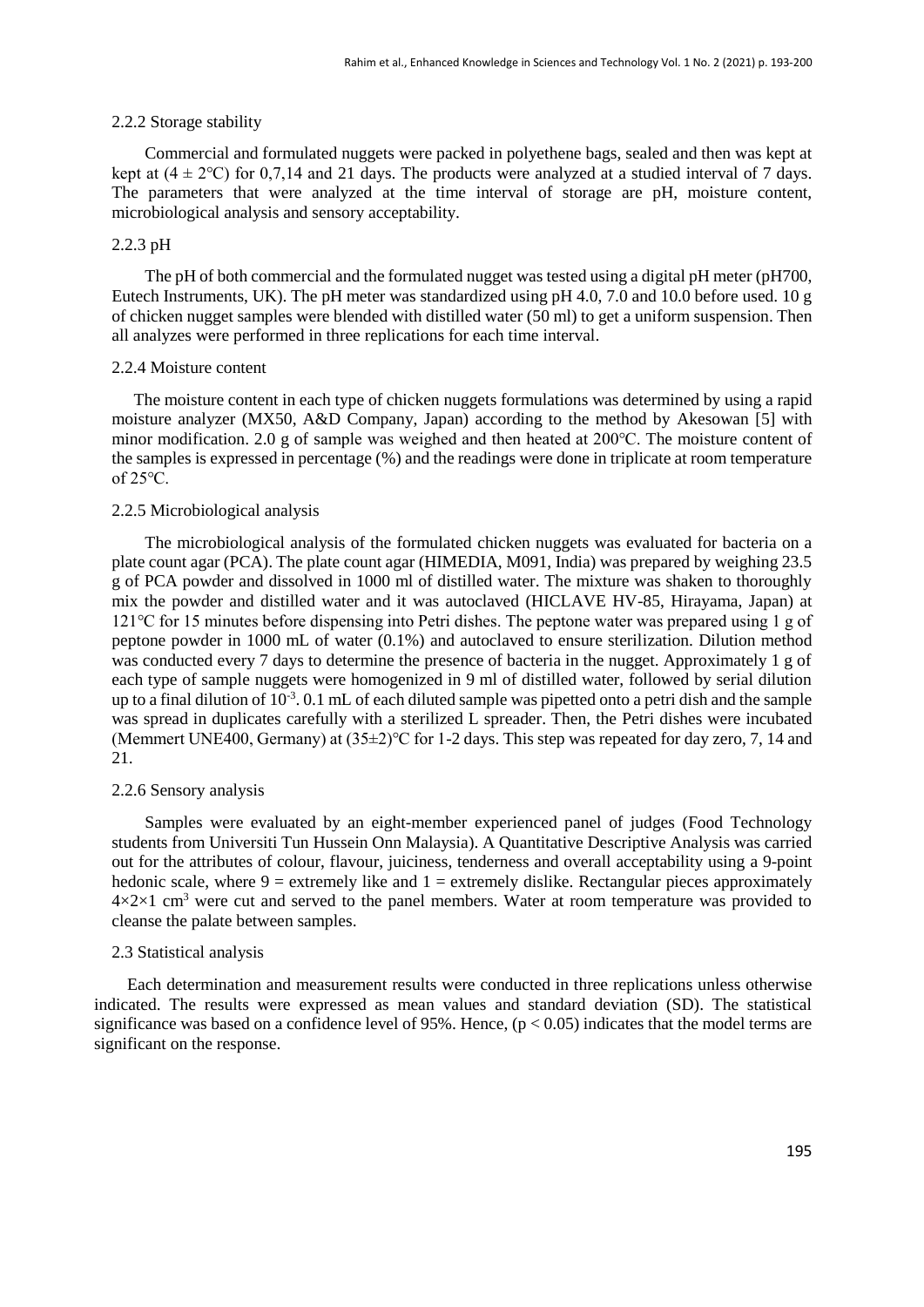### 2.2.2 Storage stability

Commercial and formulated nuggets were packed in polyethene bags, sealed and then was kept at kept at ($4 \pm 2$°C) for 0,7,14 and 21 days. The products were analyzed at a studied interval of 7 days. The parameters that were analyzed at the time interval of storage are pH, moisture content, microbiological analysis and sensory acceptability.

### 2.2.3 pH

The pH of both commercial and the formulated nugget was tested using a digital pH meter (pH700, Eutech Instruments, UK). The pH meter was standardized using pH 4.0, 7.0 and 10.0 before used. 10 g of chicken nugget samples were blended with distilled water (50 ml) to get a uniform suspension. Then all analyzes were performed in three replications for each time interval.

### 2.2.4 Moisture content

The moisture content in each type of chicken nuggets formulations was determined by using a rapid moisture analyzer (MX50, A&D Company, Japan) according to the method by Akesowan [5] with minor modification. 2.0 g of sample was weighed and then heated at 200°C. The moisture content of the samples is expressed in percentage (%) and the readings were done in triplicate at room temperature of 25°C.

### 2.2.5 Microbiological analysis

The microbiological analysis of the formulated chicken nuggets was evaluated for bacteria on a plate count agar (PCA). The plate count agar (HIMEDIA, M091, India) was prepared by weighing 23.5 g of PCA powder and dissolved in 1000 ml of distilled water. The mixture was shaken to thoroughly mix the powder and distilled water and it was autoclaved (HICLAVE HV-85, Hirayama, Japan) at 121°C for 15 minutes before dispensing into Petri dishes. The peptone water was prepared using 1 g of peptone powder in 1000 mL of water (0.1%) and autoclaved to ensure sterilization. Dilution method was conducted every 7 days to determine the presence of bacteria in the nugget. Approximately 1 g of each type of sample nuggets were homogenized in 9 ml of distilled water, followed by serial dilution up to a final dilution of $10^{-3}$. 0.1 mL of each diluted sample was pipetted onto a petri dish and the sample was spread in duplicates carefully with a sterilized L spreader. Then, the Petri dishes were incubated (Memmert UNE400, Germany) at ($35 \pm 2$)°C for 1-2 days. This step was repeated for day zero, 7, 14 and 21.

### 2.2.6 Sensory analysis

Samples were evaluated by an eight-member experienced panel of judges (Food Technology students from Universiti Tun Hussein Onn Malaysia). A Quantitative Descriptive Analysis was carried out for the attributes of colour, flavour, juiciness, tenderness and overall acceptability using a 9-point hedonic scale, where 9 = extremely like and 1 = extremely dislike. Rectangular pieces approximately $4 \times 2 \times 1$ $cm^3$ were cut and served to the panel members. Water at room temperature was provided to cleanse the palate between samples.

## 2.3 Statistical analysis

Each determination and measurement results were conducted in three replications unless otherwise indicated. The results were expressed as mean values and standard deviation (SD). The statistical significance was based on a confidence level of 95%. Hence, ($p < 0.05$) indicates that the model terms are significant on the response.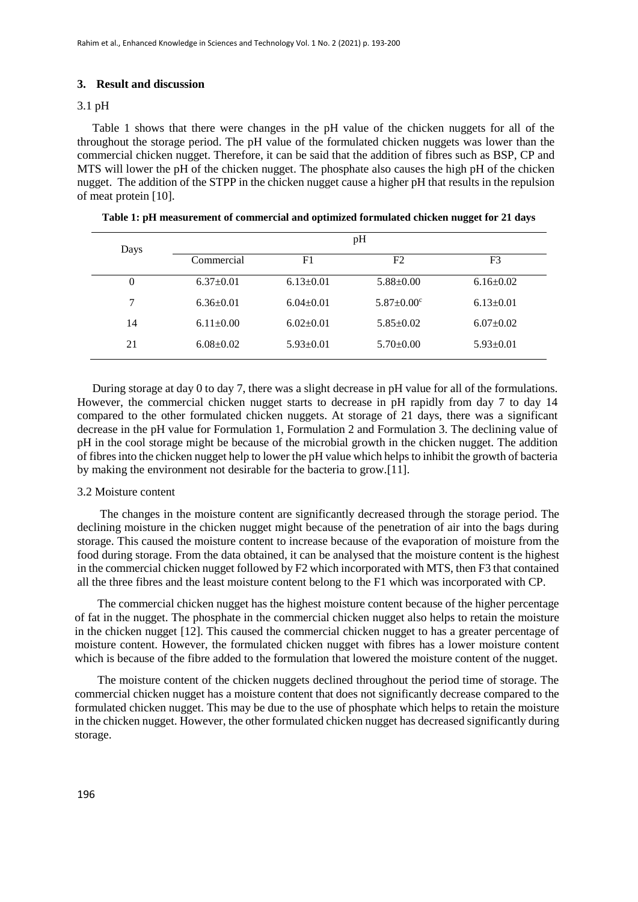## 3. Result and discussion

### 3.1 pH

Table 1 shows that there were changes in the pH value of the chicken nuggets for all of the throughout the storage period. The pH value of the formulated chicken nuggets was lower than the commercial chicken nugget. Therefore, it can be said that the addition of fibres such as BSP, CP and MTS will lower the pH of the chicken nugget. The phosphate also causes the high pH of the chicken nugget. The addition of the STPP in the chicken nugget cause a higher pH that results in the repulsion of meat protein [10].

**Table 1: pH measurement of commercial and optimized formulated chicken nugget for 21 days**

| Days | pH | | | |
|---|---|---|---|---|
| | Commercial | F1 | F2 | F3 |
| 0 | 6.37±0.01 | 6.13±0.01 | 5.88±0.00 | 6.16±0.02 |
| 7 | 6.36±0.01 | 6.04±0.01 | 5.87±0.00[c] | 6.13±0.01 |
| 14 | 6.11±0.00 | 6.02±0.01 | 5.85±0.02 | 6.07±0.02 |
| 21 | 6.08±0.02 | 5.93±0.01 | 5.70±0.00 | 5.93±0.01 |

During storage at day 0 to day 7, there was a slight decrease in pH value for all of the formulations. However, the commercial chicken nugget starts to decrease in pH rapidly from day 7 to day 14 compared to the other formulated chicken nuggets. At storage of 21 days, there was a significant decrease in the pH value for Formulation 1, Formulation 2 and Formulation 3. The declining value of pH in the cool storage might be because of the microbial growth in the chicken nugget. The addition of fibres into the chicken nugget help to lower the pH value which helps to inhibit the growth of bacteria by making the environment not desirable for the bacteria to grow.[11].

### 3.2 Moisture content

The changes in the moisture content are significantly decreased through the storage period. The declining moisture in the chicken nugget might because of the penetration of air into the bags during storage. This caused the moisture content to increase because of the evaporation of moisture from the food during storage. From the data obtained, it can be analysed that the moisture content is the highest in the commercial chicken nugget followed by F2 which incorporated with MTS, then F3 that contained all the three fibres and the least moisture content belong to the F1 which was incorporated with CP.

The commercial chicken nugget has the highest moisture content because of the higher percentage of fat in the nugget. The phosphate in the commercial chicken nugget also helps to retain the moisture in the chicken nugget [12]. This caused the commercial chicken nugget to has a greater percentage of moisture content. However, the formulated chicken nugget with fibres has a lower moisture content which is because of the fibre added to the formulation that lowered the moisture content of the nugget.

The moisture content of the chicken nuggets declined throughout the period time of storage. The commercial chicken nugget has a moisture content that does not significantly decrease compared to the formulated chicken nugget. This may be due to the use of phosphate which helps to retain the moisture in the chicken nugget. However, the other formulated chicken nugget has decreased significantly during storage.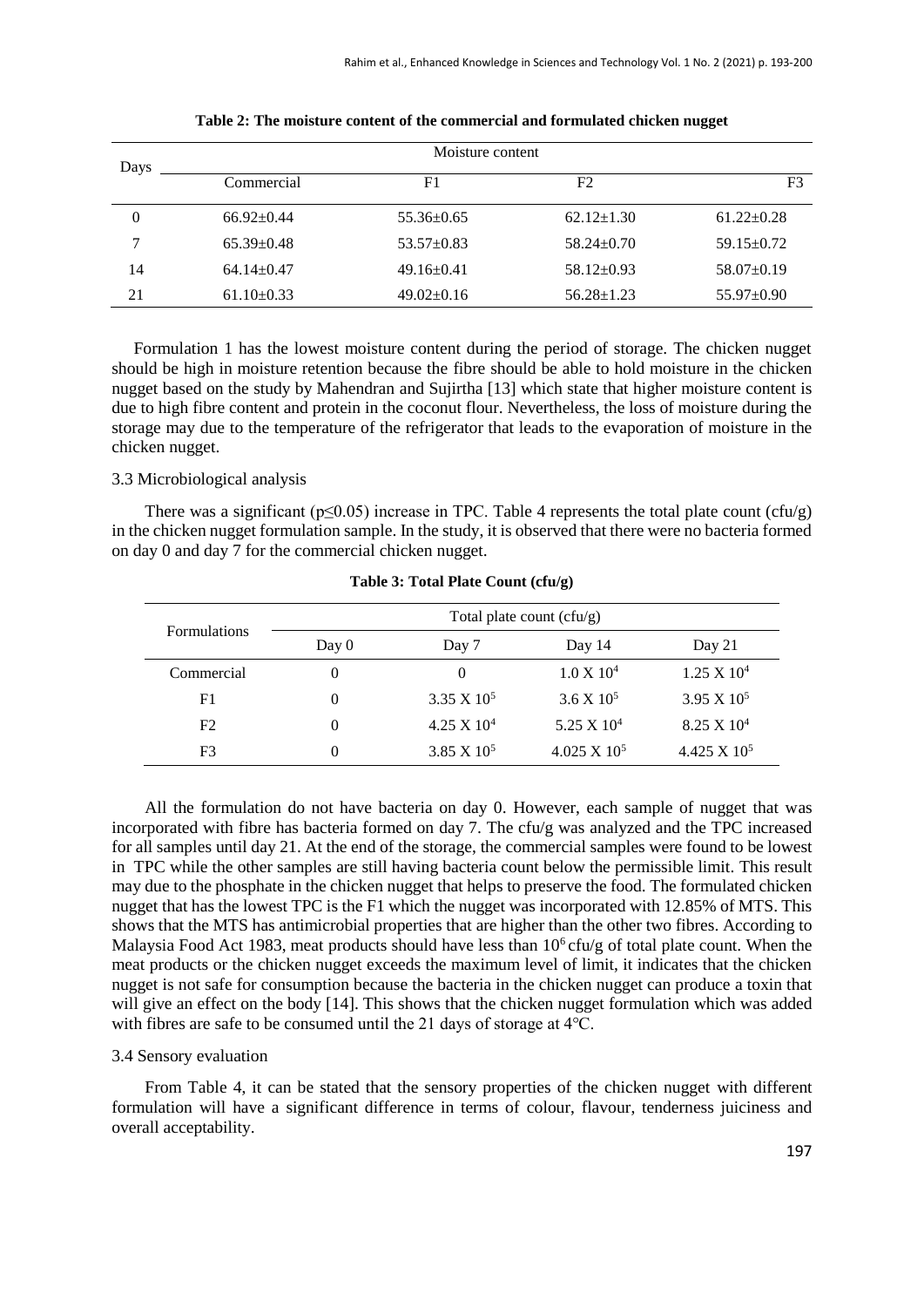**Table 2: The moisture content of the commercial and formulated chicken nugget**

| Days | Moisture content | | | |
|---|---|---|---|---|
| | Commercial | F1 | F2 | F3 |
| 0 | 66.92±0.44 | 55.36±0.65 | 62.12±1.30 | 61.22±0.28 |
| 7 | 65.39±0.48 | 53.57±0.83 | 58.24±0.70 | 59.15±0.72 |
| 14 | 64.14±0.47 | 49.16±0.41 | 58.12±0.93 | 58.07±0.19 |
| 21 | 61.10±0.33 | 49.02±0.16 | 56.28±1.23 | 55.97±0.90 |

Formulation 1 has the lowest moisture content during the period of storage. The chicken nugget should be high in moisture retention because the fibre should be able to hold moisture in the chicken nugget based on the study by Mahendran and Sujirtha [13] which state that higher moisture content is due to high fibre content and protein in the coconut flour. Nevertheless, the loss of moisture during the storage may due to the temperature of the refrigerator that leads to the evaporation of moisture in the chicken nugget.

3.3 Microbiological analysis

There was a significant ($p \leq 0.05$) increase in TPC. Table 4 represents the total plate count (cfu/g) in the chicken nugget formulation sample. In the study, it is observed that there were no bacteria formed on day 0 and day 7 for the commercial chicken nugget.

**Table 3: Total Plate Count (cfu/g)**

| Formulations | Total plate count (cfu/g) | | | |
|---|---|---|---|---|
| | Day 0 | Day 7 | Day 14 | Day 21 |
| Commercial | 0 | 0 | $1.0 \times 10^4$ | $1.25 \times 10^4$ |
| F1 | 0 | $3.35 \times 10^5$ | $3.6 \times 10^5$ | $3.95 \times 10^5$ |
| F2 | 0 | $4.25 \times 10^4$ | $5.25 \times 10^4$ | $8.25 \times 10^4$ |
| F3 | 0 | $3.85 \times 10^5$ | $4.025 \times 10^5$ | $4.425 \times 10^5$ |

All the formulation do not have bacteria on day 0. However, each sample of nugget that was incorporated with fibre has bacteria formed on day 7. The cfu/g was analyzed and the TPC increased for all samples until day 21. At the end of the storage, the commercial samples were found to be lowest in TPC while the other samples are still having bacteria count below the permissible limit. This result may due to the phosphate in the chicken nugget that helps to preserve the food. The formulated chicken nugget that has the lowest TPC is the F1 which the nugget was incorporated with 12.85% of MTS. This shows that the MTS has antimicrobial properties that are higher than the other two fibres. According to Malaysia Food Act 1983, meat products should have less than $10^6$ cfu/g of total plate count. When the meat products or the chicken nugget exceeds the maximum level of limit, it indicates that the chicken nugget is not safe for consumption because the bacteria in the chicken nugget can produce a toxin that will give an effect on the body [14]. This shows that the chicken nugget formulation which was added with fibres are safe to be consumed until the 21 days of storage at 4°C.

3.4 Sensory evaluation

From Table 4, it can be stated that the sensory properties of the chicken nugget with different formulation will have a significant difference in terms of colour, flavour, tenderness juiciness and overall acceptability.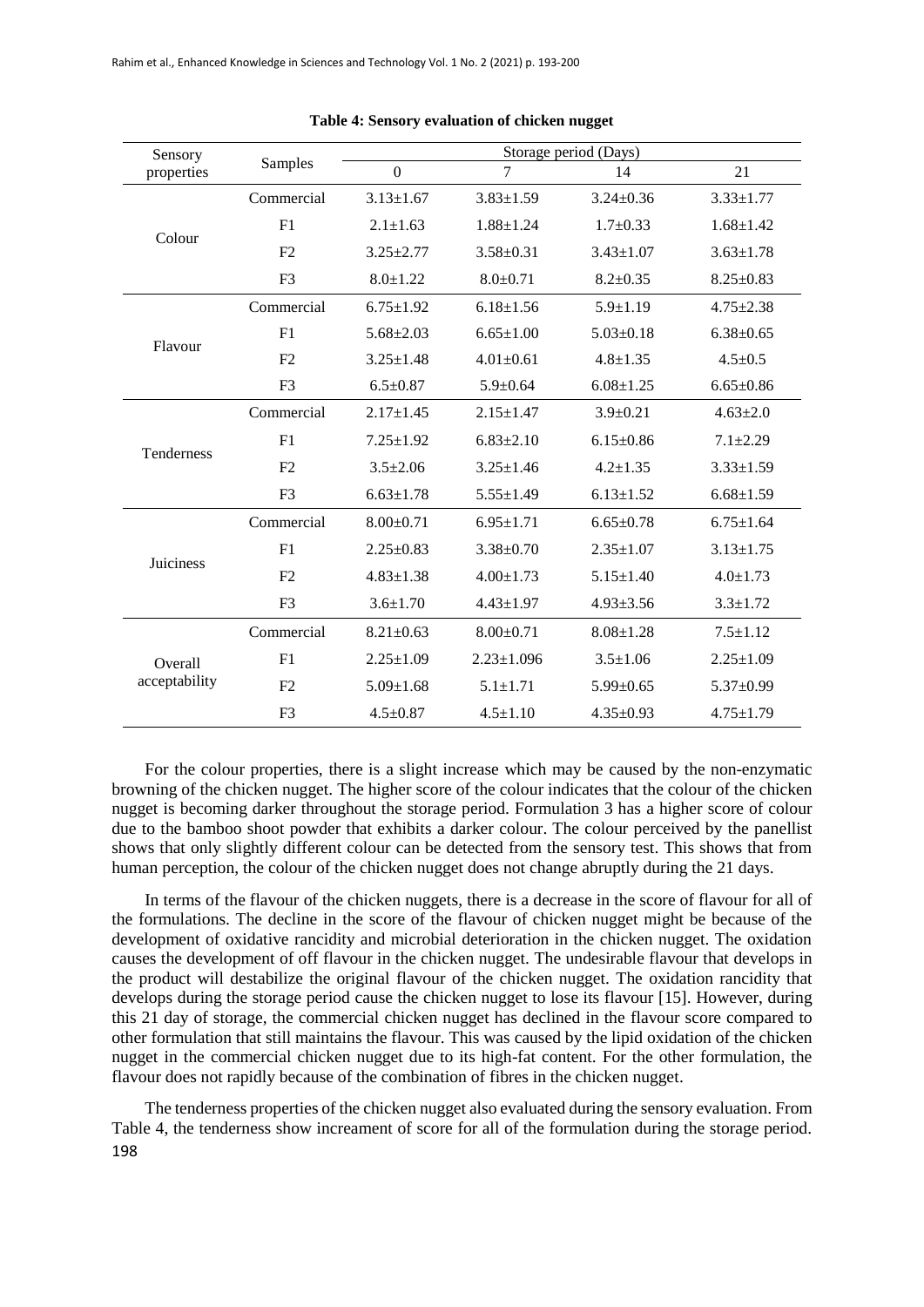**Table 4: Sensory evaluation of chicken nugget**

| Sensory properties | Samples | Storage period (Days) | | | |
|---|---|---|---|---|---|
| | | 0 | 7 | 14 | 21 |
| Colour | Commercial | 3.13±1.67 | 3.83±1.59 | 3.24±0.36 | 3.33±1.77 |
| | F1 | 2.1±1.63 | 1.88±1.24 | 1.7±0.33 | 1.68±1.42 |
| | F2 | 3.25±2.77 | 3.58±0.31 | 3.43±1.07 | 3.63±1.78 |
| | F3 | 8.0±1.22 | 8.0±0.71 | 8.2±0.35 | 8.25±0.83 |
| Flavour | Commercial | 6.75±1.92 | 6.18±1.56 | 5.9±1.19 | 4.75±2.38 |
| | F1 | 5.68±2.03 | 6.65±1.00 | 5.03±0.18 | 6.38±0.65 |
| | F2 | 3.25±1.48 | 4.01±0.61 | 4.8±1.35 | 4.5±0.5 |
| | F3 | 6.5±0.87 | 5.9±0.64 | 6.08±1.25 | 6.65±0.86 |
| Tenderness | Commercial | 2.17±1.45 | 2.15±1.47 | 3.9±0.21 | 4.63±2.0 |
| | F1 | 7.25±1.92 | 6.83±2.10 | 6.15±0.86 | 7.1±2.29 |
| | F2 | 3.5±2.06 | 3.25±1.46 | 4.2±1.35 | 3.33±1.59 |
| | F3 | 6.63±1.78 | 5.55±1.49 | 6.13±1.52 | 6.68±1.59 |
| Juiciness | Commercial | 8.00±0.71 | 6.95±1.71 | 6.65±0.78 | 6.75±1.64 |
| | F1 | 2.25±0.83 | 3.38±0.70 | 2.35±1.07 | 3.13±1.75 |
| | F2 | 4.83±1.38 | 4.00±1.73 | 5.15±1.40 | 4.0±1.73 |
| | F3 | 3.6±1.70 | 4.43±1.97 | 4.93±3.56 | 3.3±1.72 |
| Overall acceptability | Commercial | 8.21±0.63 | 8.00±0.71 | 8.08±1.28 | 7.5±1.12 |
| | F1 | 2.25±1.09 | 2.23±1.096 | 3.5±1.06 | 2.25±1.09 |
| | F2 | 5.09±1.68 | 5.1±1.71 | 5.99±0.65 | 5.37±0.99 |
| | F3 | 4.5±0.87 | 4.5±1.10 | 4.35±0.93 | 4.75±1.79 |

For the colour properties, there is a slight increase which may be caused by the non-enzymatic browning of the chicken nugget. The higher score of the colour indicates that the colour of the chicken nugget is becoming darker throughout the storage period. Formulation 3 has a higher score of colour due to the bamboo shoot powder that exhibits a darker colour. The colour perceived by the panellist shows that only slightly different colour can be detected from the sensory test. This shows that from human perception, the colour of the chicken nugget does not change abruptly during the 21 days.

In terms of the flavour of the chicken nuggets, there is a decrease in the score of flavour for all of the formulations. The decline in the score of the flavour of chicken nugget might be because of the development of oxidative rancidity and microbial deterioration in the chicken nugget. The oxidation causes the development of off flavour in the chicken nugget. The undesirable flavour that develops in the product will destabilize the original flavour of the chicken nugget. The oxidation rancidity that develops during the storage period cause the chicken nugget to lose its flavour [15]. However, during this 21 day of storage, the commercial chicken nugget has declined in the flavour score compared to other formulation that still maintains the flavour. This was caused by the lipid oxidation of the chicken nugget in the commercial chicken nugget due to its high-fat content. For the other formulation, the flavour does not rapidly because of the combination of fibres in the chicken nugget.

The tenderness properties of the chicken nugget also evaluated during the sensory evaluation. From Table 4, the tenderness show increament of score for all of the formulation during the storage period.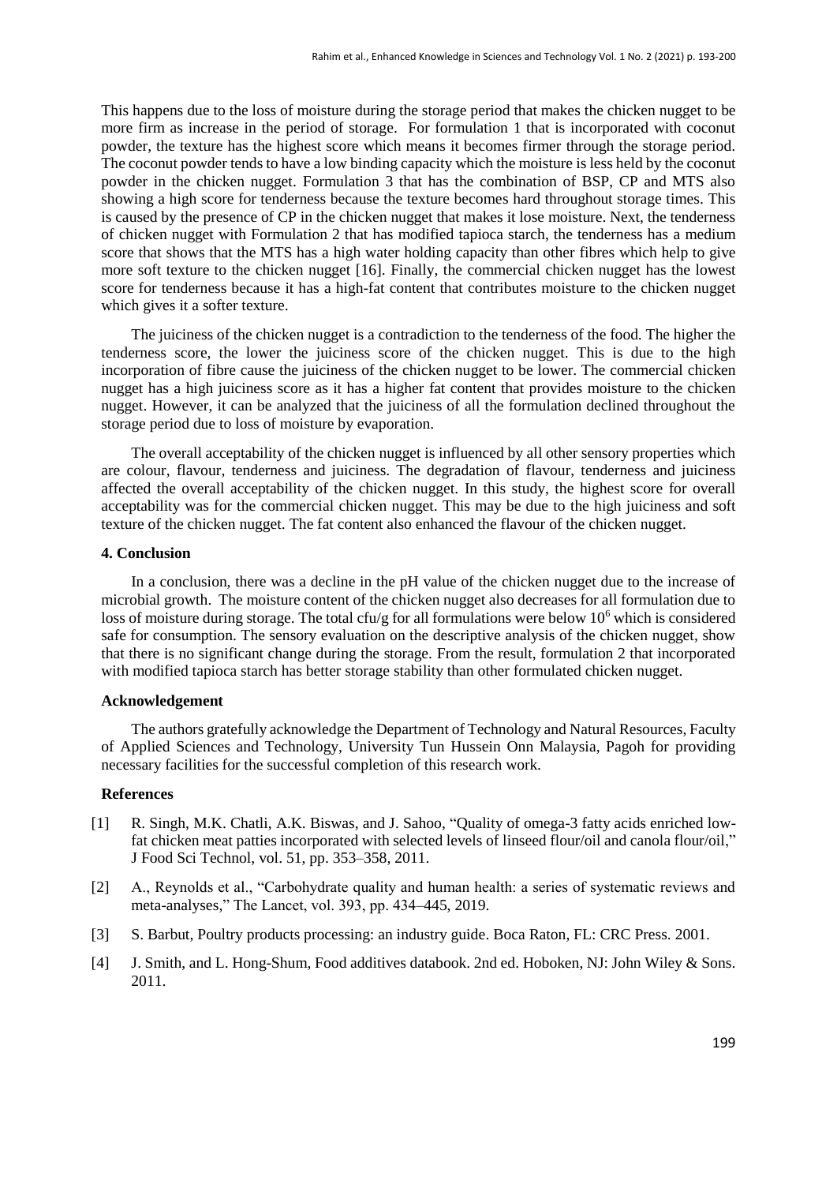This happens due to the loss of moisture during the storage period that makes the chicken nugget to be more firm as increase in the period of storage. For formulation 1 that is incorporated with coconut powder, the texture has the highest score which means it becomes firmer through the storage period. The coconut powder tends to have a low binding capacity which the moisture is less held by the coconut powder in the chicken nugget. Formulation 3 that has the combination of BSP, CP and MTS also showing a high score for tenderness because the texture becomes hard throughout storage times. This is caused by the presence of CP in the chicken nugget that makes it lose moisture. Next, the tenderness of chicken nugget with Formulation 2 that has modified tapioca starch, the tenderness has a medium score that shows that the MTS has a high water holding capacity than other fibres which help to give more soft texture to the chicken nugget [16]. Finally, the commercial chicken nugget has the lowest score for tenderness because it has a high-fat content that contributes moisture to the chicken nugget which gives it a softer texture.

The juiciness of the chicken nugget is a contradiction to the tenderness of the food. The higher the tenderness score, the lower the juiciness score of the chicken nugget. This is due to the high incorporation of fibre cause the juiciness of the chicken nugget to be lower. The commercial chicken nugget has a high juiciness score as it has a higher fat content that provides moisture to the chicken nugget. However, it can be analyzed that the juiciness of all the formulation declined throughout the storage period due to loss of moisture by evaporation.

The overall acceptability of the chicken nugget is influenced by all other sensory properties which are colour, flavour, tenderness and juiciness. The degradation of flavour, tenderness and juiciness affected the overall acceptability of the chicken nugget. In this study, the highest score for overall acceptability was for the commercial chicken nugget. This may be due to the high juiciness and soft texture of the chicken nugget. The fat content also enhanced the flavour of the chicken nugget.

## 4. Conclusion

In a conclusion, there was a decline in the pH value of the chicken nugget due to the increase of microbial growth. The moisture content of the chicken nugget also decreases for all formulation due to loss of moisture during storage. The total cfu/g for all formulations were below $10^6$ which is considered safe for consumption. The sensory evaluation on the descriptive analysis of the chicken nugget, show that there is no significant change during the storage. From the result, formulation 2 that incorporated with modified tapioca starch has better storage stability than other formulated chicken nugget.

## Acknowledgement

The authors gratefully acknowledge the Department of Technology and Natural Resources, Faculty of Applied Sciences and Technology, University Tun Hussein Onn Malaysia, Pagoh for providing necessary facilities for the successful completion of this research work.

## References

[1] R. Singh, M.K. Chatli, A.K. Biswas, and J. Sahoo, "Quality of omega-3 fatty acids enriched low-fat chicken meat patties incorporated with selected levels of linseed flour/oil and canola flour/oil," J Food Sci Technol, vol. 51, pp. 353–358, 2011.

[2] A., Reynolds et al., "Carbohydrate quality and human health: a series of systematic reviews and meta-analyses," The Lancet, vol. 393, pp. 434–445, 2019.

[3] S. Barbut, Poultry products processing: an industry guide. Boca Raton, FL: CRC Press. 2001.

[4] J. Smith, and L. Hong-Shum, Food additives databook. 2nd ed. Hoboken, NJ: John Wiley & Sons. 2011.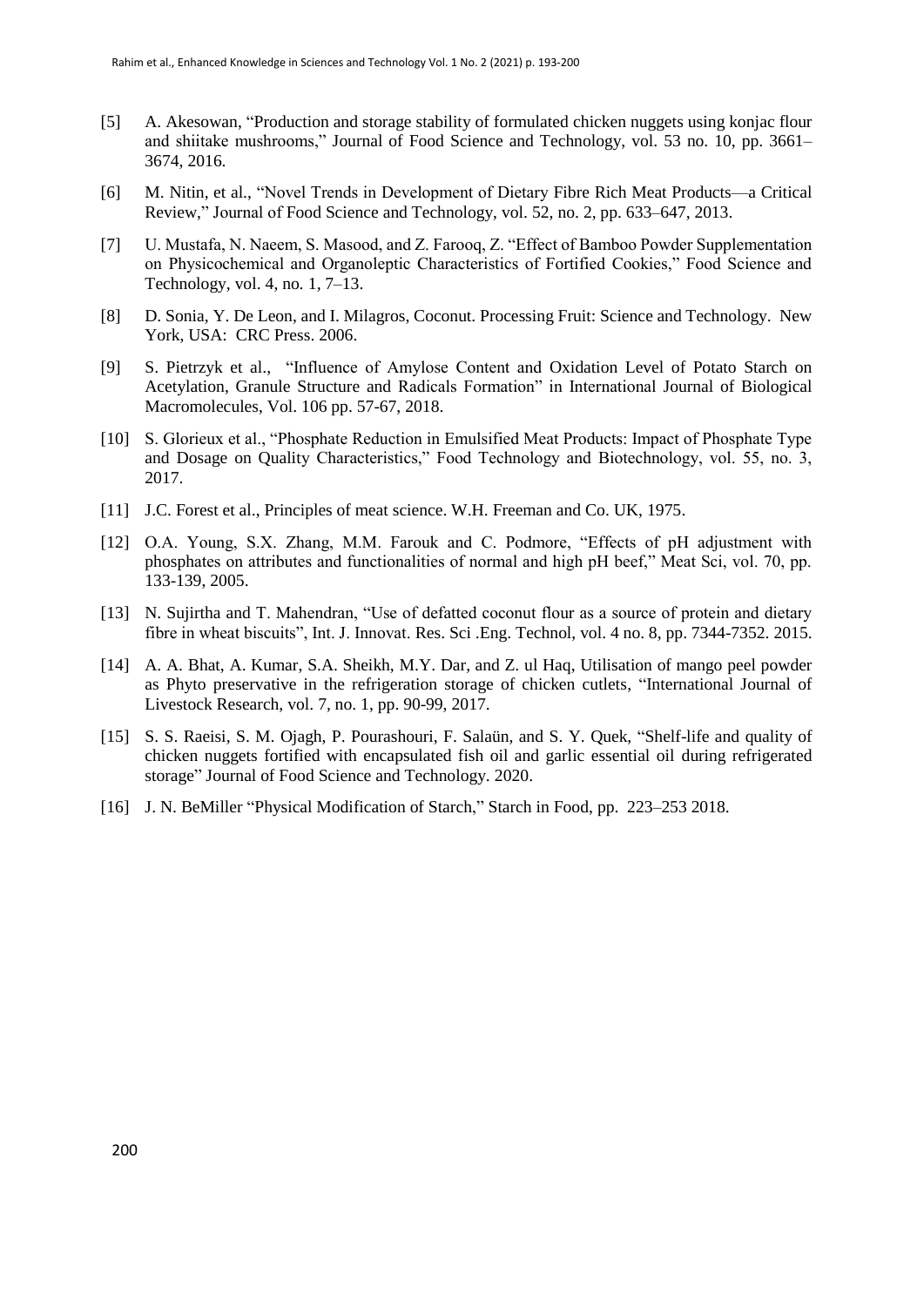[5] A. Akesowan, "Production and storage stability of formulated chicken nuggets using konjac flour and shiitake mushrooms," Journal of Food Science and Technology, vol. 53 no. 10, pp. 3661–3674, 2016.

[6] M. Nitin, et al., "Novel Trends in Development of Dietary Fibre Rich Meat Products—a Critical Review," Journal of Food Science and Technology, vol. 52, no. 2, pp. 633–647, 2013.

[7] U. Mustafa, N. Naeem, S. Masood, and Z. Farooq, Z. "Effect of Bamboo Powder Supplementation on Physicochemical and Organoleptic Characteristics of Fortified Cookies," Food Science and Technology, vol. 4, no. 1, 7–13.

[8] D. Sonia, Y. De Leon, and I. Milagros, Coconut. Processing Fruit: Science and Technology. New York, USA: CRC Press. 2006.

[9] S. Pietrzyk et al., "Influence of Amylose Content and Oxidation Level of Potato Starch on Acetylation, Granule Structure and Radicals Formation" in International Journal of Biological Macromolecules, Vol. 106 pp. 57-67, 2018.

[10] S. Glorieux et al., "Phosphate Reduction in Emulsified Meat Products: Impact of Phosphate Type and Dosage on Quality Characteristics," Food Technology and Biotechnology, vol. 55, no. 3, 2017.

[11] J.C. Forest et al., Principles of meat science. W.H. Freeman and Co. UK, 1975.

[12] O.A. Young, S.X. Zhang, M.M. Farouk and C. Podmore, "Effects of pH adjustment with phosphates on attributes and functionalities of normal and high pH beef," Meat Sci, vol. 70, pp. 133-139, 2005.

[13] N. Sujirtha and T. Mahendran, "Use of defatted coconut flour as a source of protein and dietary fibre in wheat biscuits", Int. J. Innovat. Res. Sci .Eng. Technol, vol. 4 no. 8, pp. 7344-7352. 2015.

[14] A. A. Bhat, A. Kumar, S.A. Sheikh, M.Y. Dar, and Z. ul Haq, Utilisation of mango peel powder as Phyto preservative in the refrigeration storage of chicken cutlets, "International Journal of Livestock Research, vol. 7, no. 1, pp. 90-99, 2017.

[15] S. S. Raeisi, S. M. Ojagh, P. Pourashouri, F. Salaün, and S. Y. Quek, "Shelf-life and quality of chicken nuggets fortified with encapsulated fish oil and garlic essential oil during refrigerated storage" Journal of Food Science and Technology. 2020.

[16] J. N. BeMiller "Physical Modification of Starch," Starch in Food, pp. 223–253 2018.